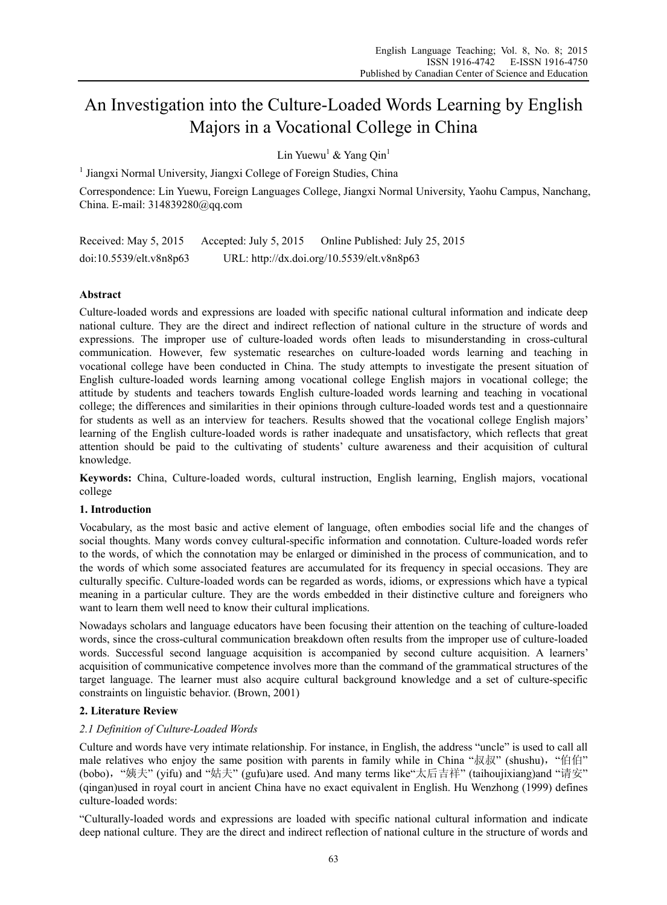# An Investigation into the Culture-Loaded Words Learning by English Majors in a Vocational College in China

Lin Yuewu[1] & Yang Qin[1]

[1] Jiangxi Normal University, Jiangxi College of Foreign Studies, China

Correspondence: Lin Yuewu, Foreign Languages College, Jiangxi Normal University, Yaohu Campus, Nanchang, China. E-mail: 314839280@qq.com

Received: May 5, 2015 Accepted: July 5, 2015 Online Published: July 25, 2015

doi:10.5539/elt.v8n8p63 URL: http://dx.doi.org/10.5539/elt.v8n8p63

## Abstract

Culture-loaded words and expressions are loaded with specific national cultural information and indicate deep national culture. They are the direct and indirect reflection of national culture in the structure of words and expressions. The improper use of culture-loaded words often leads to misunderstanding in cross-cultural communication. However, few systematic researches on culture-loaded words learning and teaching in vocational college have been conducted in China. The study attempts to investigate the present situation of English culture-loaded words learning among vocational college English majors in vocational college; the attitude by students and teachers towards English culture-loaded words learning and teaching in vocational college; the differences and similarities in their opinions through culture-loaded words test and a questionnaire for students as well as an interview for teachers. Results showed that the vocational college English majors' learning of the English culture-loaded words is rather inadequate and unsatisfactory, which reflects that great attention should be paid to the cultivating of students' culture awareness and their acquisition of cultural knowledge.

**Keywords:** China, Culture-loaded words, cultural instruction, English learning, English majors, vocational college

## 1. Introduction

Vocabulary, as the most basic and active element of language, often embodies social life and the changes of social thoughts. Many words convey cultural-specific information and connotation. Culture-loaded words refer to the words, of which the connotation may be enlarged or diminished in the process of communication, and to the words of which some associated features are accumulated for its frequency in special occasions. They are culturally specific. Culture-loaded words can be regarded as words, idioms, or expressions which have a typical meaning in a particular culture. They are the words embedded in their distinctive culture and foreigners who want to learn them well need to know their cultural implications.

Nowadays scholars and language educators have been focusing their attention on the teaching of culture-loaded words, since the cross-cultural communication breakdown often results from the improper use of culture-loaded words. Successful second language acquisition is accompanied by second culture acquisition. A learners' acquisition of communicative competence involves more than the command of the grammatical structures of the target language. The learner must also acquire cultural background knowledge and a set of culture-specific constraints on linguistic behavior. (Brown, 2001)

## 2. Literature Review

### 2.1 Definition of Culture-Loaded Words

Culture and words have very intimate relationship. For instance, in English, the address "uncle" is used to call all male relatives who enjoy the same position with parents in family while in China "叔叔" (shushu)，"伯伯" (bobo)，"姨夫" (yifu) and "姑夫" (gufu)are used. And many terms like"太后吉祥" (taihoujixiang)and "请安" (qingan)used in royal court in ancient China have no exact equivalent in English. Hu Wenzhong (1999) defines culture-loaded words:

"Culturally-loaded words and expressions are loaded with specific national cultural information and indicate deep national culture. They are the direct and indirect reflection of national culture in the structure of words and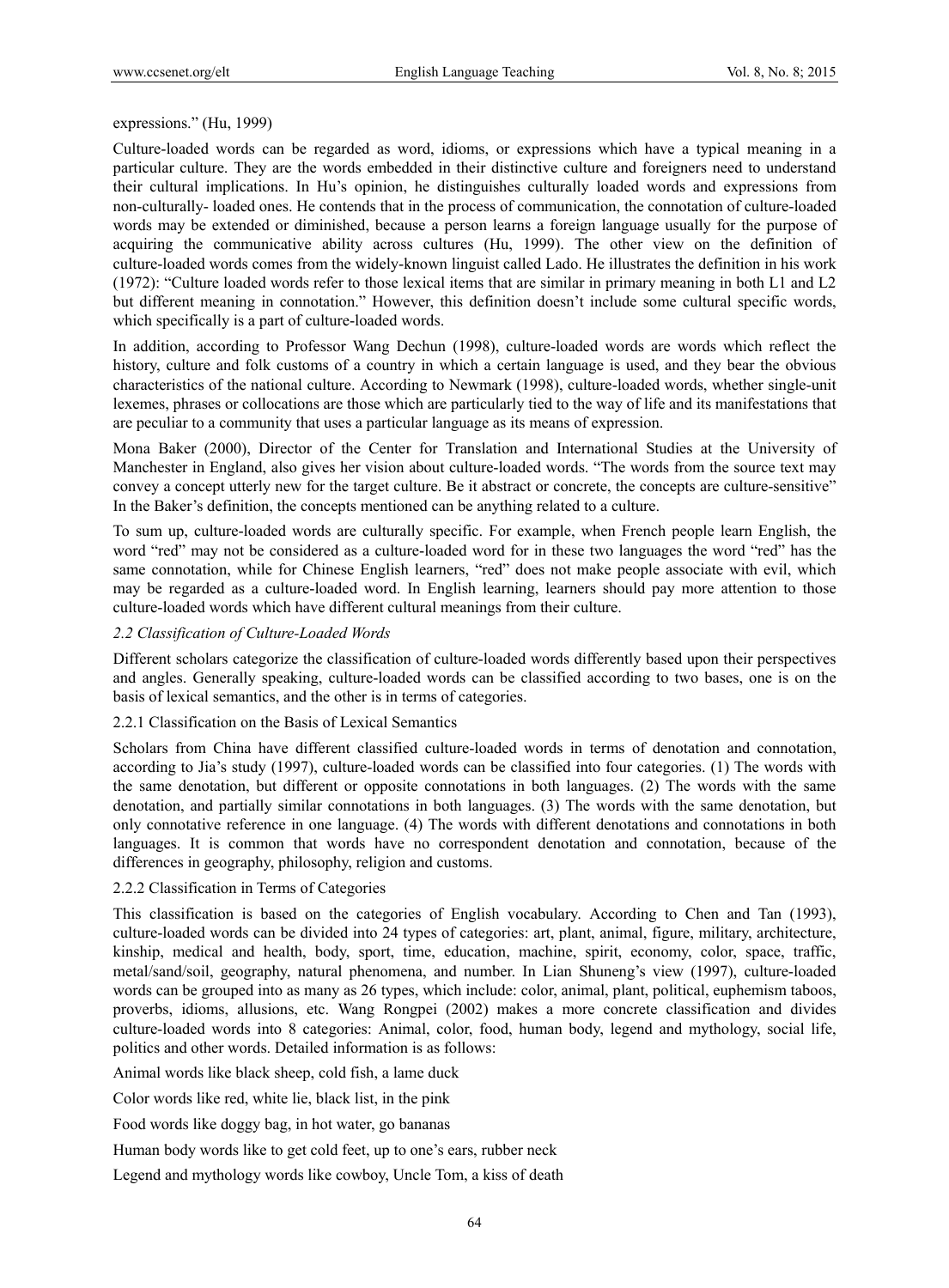expressions." (Hu, 1999)

Culture-loaded words can be regarded as word, idioms, or expressions which have a typical meaning in a particular culture. They are the words embedded in their distinctive culture and foreigners need to understand their cultural implications. In Hu's opinion, he distinguishes culturally loaded words and expressions from non-culturally- loaded ones. He contends that in the process of communication, the connotation of culture-loaded words may be extended or diminished, because a person learns a foreign language usually for the purpose of acquiring the communicative ability across cultures (Hu, 1999). The other view on the definition of culture-loaded words comes from the widely-known linguist called Lado. He illustrates the definition in his work (1972): "Culture loaded words refer to those lexical items that are similar in primary meaning in both L1 and L2 but different meaning in connotation." However, this definition doesn't include some cultural specific words, which specifically is a part of culture-loaded words.

In addition, according to Professor Wang Dechun (1998), culture-loaded words are words which reflect the history, culture and folk customs of a country in which a certain language is used, and they bear the obvious characteristics of the national culture. According to Newmark (1998), culture-loaded words, whether single-unit lexemes, phrases or collocations are those which are particularly tied to the way of life and its manifestations that are peculiar to a community that uses a particular language as its means of expression.

Mona Baker (2000), Director of the Center for Translation and International Studies at the University of Manchester in England, also gives her vision about culture-loaded words. "The words from the source text may convey a concept utterly new for the target culture. Be it abstract or concrete, the concepts are culture-sensitive" In the Baker's definition, the concepts mentioned can be anything related to a culture.

To sum up, culture-loaded words are culturally specific. For example, when French people learn English, the word "red" may not be considered as a culture-loaded word for in these two languages the word "red" has the same connotation, while for Chinese English learners, "red" does not make people associate with evil, which may be regarded as a culture-loaded word. In English learning, learners should pay more attention to those culture-loaded words which have different cultural meanings from their culture.

### *2.2 Classification of Culture-Loaded Words*

Different scholars categorize the classification of culture-loaded words differently based upon their perspectives and angles. Generally speaking, culture-loaded words can be classified according to two bases, one is on the basis of lexical semantics, and the other is in terms of categories.

#### 2.2.1 Classification on the Basis of Lexical Semantics

Scholars from China have different classified culture-loaded words in terms of denotation and connotation, according to Jia's study (1997), culture-loaded words can be classified into four categories. (1) The words with the same denotation, but different or opposite connotations in both languages. (2) The words with the same denotation, and partially similar connotations in both languages. (3) The words with the same denotation, but only connotative reference in one language. (4) The words with different denotations and connotations in both languages. It is common that words have no correspondent denotation and connotation, because of the differences in geography, philosophy, religion and customs.

#### 2.2.2 Classification in Terms of Categories

This classification is based on the categories of English vocabulary. According to Chen and Tan (1993), culture-loaded words can be divided into 24 types of categories: art, plant, animal, figure, military, architecture, kinship, medical and health, body, sport, time, education, machine, spirit, economy, color, space, traffic, metal/sand/soil, geography, natural phenomena, and number. In Lian Shuneng's view (1997), culture-loaded words can be grouped into as many as 26 types, which include: color, animal, plant, political, euphemism taboos, proverbs, idioms, allusions, etc. Wang Rongpei (2002) makes a more concrete classification and divides culture-loaded words into 8 categories: Animal, color, food, human body, legend and mythology, social life, politics and other words. Detailed information is as follows:

Animal words like black sheep, cold fish, a lame duck

Color words like red, white lie, black list, in the pink

Food words like doggy bag, in hot water, go bananas

Human body words like to get cold feet, up to one's ears, rubber neck

Legend and mythology words like cowboy, Uncle Tom, a kiss of death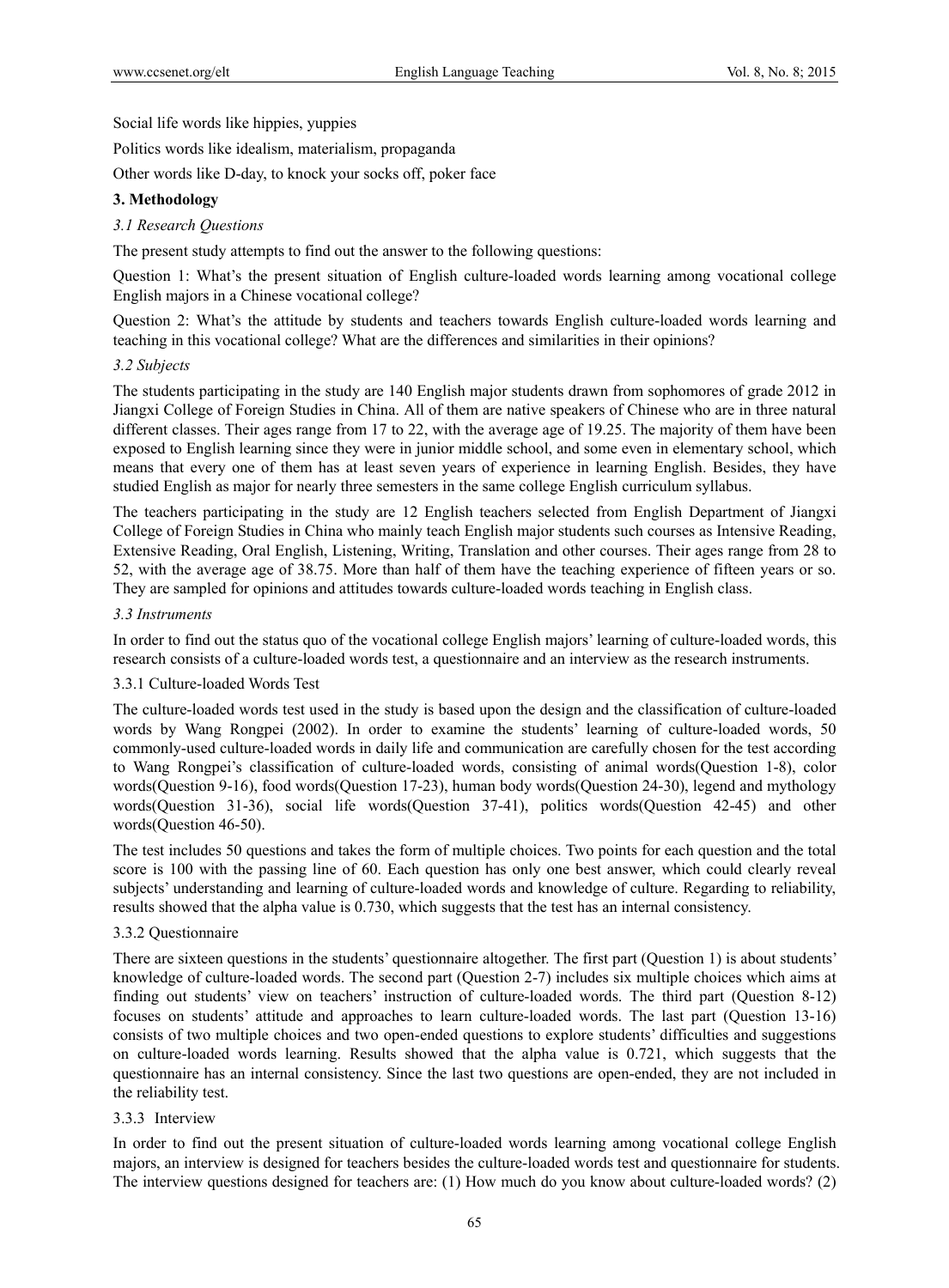Social life words like hippies, yuppies

Politics words like idealism, materialism, propaganda

Other words like D-day, to knock your socks off, poker face

## 3. Methodology

### *3.1 Research Questions*

The present study attempts to find out the answer to the following questions:

Question 1: What's the present situation of English culture-loaded words learning among vocational college English majors in a Chinese vocational college?

Question 2: What's the attitude by students and teachers towards English culture-loaded words learning and teaching in this vocational college? What are the differences and similarities in their opinions?

### *3.2 Subjects*

The students participating in the study are 140 English major students drawn from sophomores of grade 2012 in Jiangxi College of Foreign Studies in China. All of them are native speakers of Chinese who are in three natural different classes. Their ages range from 17 to 22, with the average age of 19.25. The majority of them have been exposed to English learning since they were in junior middle school, and some even in elementary school, which means that every one of them has at least seven years of experience in learning English. Besides, they have studied English as major for nearly three semesters in the same college English curriculum syllabus.

The teachers participating in the study are 12 English teachers selected from English Department of Jiangxi College of Foreign Studies in China who mainly teach English major students such courses as Intensive Reading, Extensive Reading, Oral English, Listening, Writing, Translation and other courses. Their ages range from 28 to 52, with the average age of 38.75. More than half of them have the teaching experience of fifteen years or so. They are sampled for opinions and attitudes towards culture-loaded words teaching in English class.

### *3.3 Instruments*

In order to find out the status quo of the vocational college English majors' learning of culture-loaded words, this research consists of a culture-loaded words test, a questionnaire and an interview as the research instruments.

#### 3.3.1 Culture-loaded Words Test

The culture-loaded words test used in the study is based upon the design and the classification of culture-loaded words by Wang Rongpei (2002). In order to examine the students' learning of culture-loaded words, 50 commonly-used culture-loaded words in daily life and communication are carefully chosen for the test according to Wang Rongpei's classification of culture-loaded words, consisting of animal words(Question 1-8), color words(Question 9-16), food words(Question 17-23), human body words(Question 24-30), legend and mythology words(Question 31-36), social life words(Question 37-41), politics words(Question 42-45) and other words(Question 46-50).

The test includes 50 questions and takes the form of multiple choices. Two points for each question and the total score is 100 with the passing line of 60. Each question has only one best answer, which could clearly reveal subjects' understanding and learning of culture-loaded words and knowledge of culture. Regarding to reliability, results showed that the alpha value is 0.730, which suggests that the test has an internal consistency.

#### 3.3.2 Questionnaire

There are sixteen questions in the students' questionnaire altogether. The first part (Question 1) is about students' knowledge of culture-loaded words. The second part (Question 2-7) includes six multiple choices which aims at finding out students' view on teachers' instruction of culture-loaded words. The third part (Question 8-12) focuses on students' attitude and approaches to learn culture-loaded words. The last part (Question 13-16) consists of two multiple choices and two open-ended questions to explore students' difficulties and suggestions on culture-loaded words learning. Results showed that the alpha value is 0.721, which suggests that the questionnaire has an internal consistency. Since the last two questions are open-ended, they are not included in the reliability test.

#### 3.3.3 Interview

In order to find out the present situation of culture-loaded words learning among vocational college English majors, an interview is designed for teachers besides the culture-loaded words test and questionnaire for students. The interview questions designed for teachers are: (1) How much do you know about culture-loaded words? (2)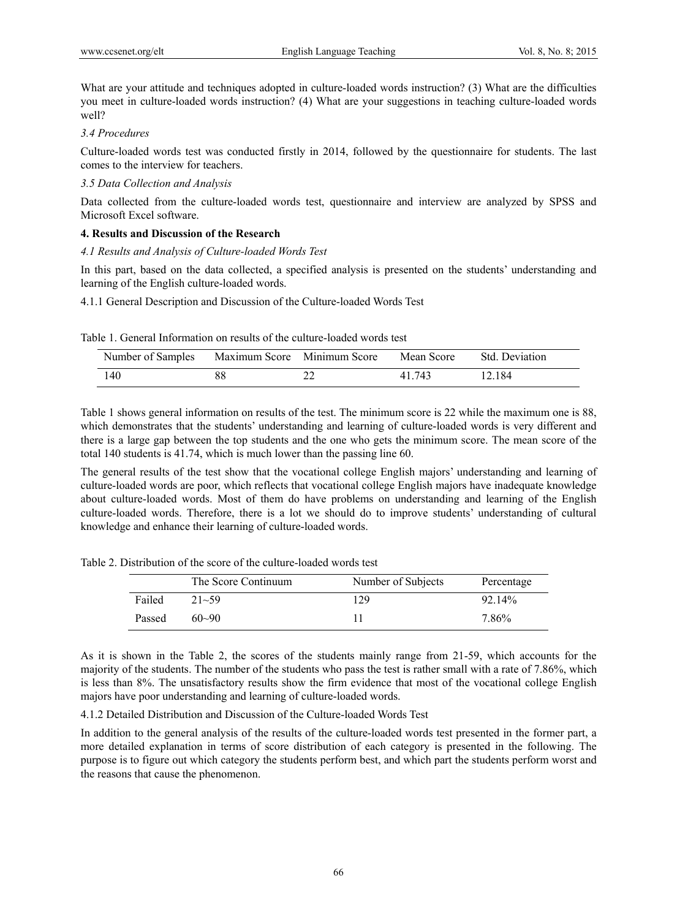What are your attitude and techniques adopted in culture-loaded words instruction? (3) What are the difficulties you meet in culture-loaded words instruction? (4) What are your suggestions in teaching culture-loaded words well?

*3.4 Procedures*

Culture-loaded words test was conducted firstly in 2014, followed by the questionnaire for students. The last comes to the interview for teachers.

*3.5 Data Collection and Analysis*

Data collected from the culture-loaded words test, questionnaire and interview are analyzed by SPSS and Microsoft Excel software.

**4. Results and Discussion of the Research**

*4.1 Results and Analysis of Culture-loaded Words Test*

In this part, based on the data collected, a specified analysis is presented on the students' understanding and learning of the English culture-loaded words.

4.1.1 General Description and Discussion of the Culture-loaded Words Test

Table 1. General Information on results of the culture-loaded words test

| Number of Samples | Maximum Score | Minimum Score | Mean Score | Std. Deviation |
|---|---|---|---|---|
| 140 | 88 | 22 | 41.743 | 12.184 |

Table 1 shows general information on results of the test. The minimum score is 22 while the maximum one is 88, which demonstrates that the students' understanding and learning of culture-loaded words is very different and there is a large gap between the top students and the one who gets the minimum score. The mean score of the total 140 students is 41.74, which is much lower than the passing line 60.

The general results of the test show that the vocational college English majors' understanding and learning of culture-loaded words are poor, which reflects that vocational college English majors have inadequate knowledge about culture-loaded words. Most of them do have problems on understanding and learning of the English culture-loaded words. Therefore, there is a lot we should do to improve students' understanding of cultural knowledge and enhance their learning of culture-loaded words.

Table 2. Distribution of the score of the culture-loaded words test

| | The Score Continuum | Number of Subjects | Percentage |
|---|---|---|---|
| Failed | 21~59 | 129 | 92.14% |
| Passed | 60~90 | 11 | 7.86% |

As it is shown in the Table 2, the scores of the students mainly range from 21-59, which accounts for the majority of the students. The number of the students who pass the test is rather small with a rate of 7.86%, which is less than 8%. The unsatisfactory results show the firm evidence that most of the vocational college English majors have poor understanding and learning of culture-loaded words.

4.1.2 Detailed Distribution and Discussion of the Culture-loaded Words Test

In addition to the general analysis of the results of the culture-loaded words test presented in the former part, a more detailed explanation in terms of score distribution of each category is presented in the following. The purpose is to figure out which category the students perform best, and which part the students perform worst and the reasons that cause the phenomenon.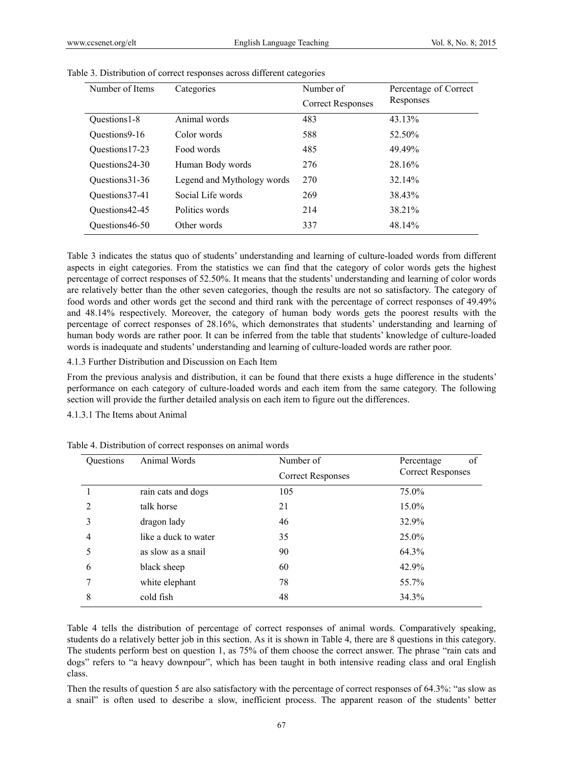Table 3. Distribution of correct responses across different categories

| Number of Items | Categories | Number of Correct Responses | Percentage of Correct Responses |
|---|---|---|---|
| Questions1-8 | Animal words | 483 | 43.13% |
| Questions9-16 | Color words | 588 | 52.50% |
| Questions17-23 | Food words | 485 | 49.49% |
| Questions24-30 | Human Body words | 276 | 28.16% |
| Questions31-36 | Legend and Mythology words | 270 | 32.14% |
| Questions37-41 | Social Life words | 269 | 38.43% |
| Questions42-45 | Politics words | 214 | 38.21% |
| Questions46-50 | Other words | 337 | 48.14% |

Table 3 indicates the status quo of students' understanding and learning of culture-loaded words from different aspects in eight categories. From the statistics we can find that the category of color words gets the highest percentage of correct responses of 52.50%. It means that the students' understanding and learning of color words are relatively better than the other seven categories, though the results are not so satisfactory. The category of food words and other words get the second and third rank with the percentage of correct responses of 49.49% and 48.14% respectively. Moreover, the category of human body words gets the poorest results with the percentage of correct responses of 28.16%, which demonstrates that students' understanding and learning of human body words are rather poor. It can be inferred from the table that students' knowledge of culture-loaded words is inadequate and students' understanding and learning of culture-loaded words are rather poor.

4.1.3 Further Distribution and Discussion on Each Item

From the previous analysis and distribution, it can be found that there exists a huge difference in the students' performance on each category of culture-loaded words and each item from the same category. The following section will provide the further detailed analysis on each item to figure out the differences.

4.1.3.1 The Items about Animal

Table 4. Distribution of correct responses on animal words

| Questions | Animal Words | Number of Correct Responses | Percentage of Correct Responses |
|---|---|---|---|
| 1 | rain cats and dogs | 105 | 75.0% |
| 2 | talk horse | 21 | 15.0% |
| 3 | dragon lady | 46 | 32.9% |
| 4 | like a duck to water | 35 | 25.0% |
| 5 | as slow as a snail | 90 | 64.3% |
| 6 | black sheep | 60 | 42.9% |
| 7 | white elephant | 78 | 55.7% |
| 8 | cold fish | 48 | 34.3% |

Table 4 tells the distribution of percentage of correct responses of animal words. Comparatively speaking, students do a relatively better job in this section. As it is shown in Table 4, there are 8 questions in this category. The students perform best on question 1, as 75% of them choose the correct answer. The phrase "rain cats and dogs" refers to "a heavy downpour", which has been taught in both intensive reading class and oral English class.

Then the results of question 5 are also satisfactory with the percentage of correct responses of 64.3%: "as slow as a snail" is often used to describe a slow, inefficient process. The apparent reason of the students' better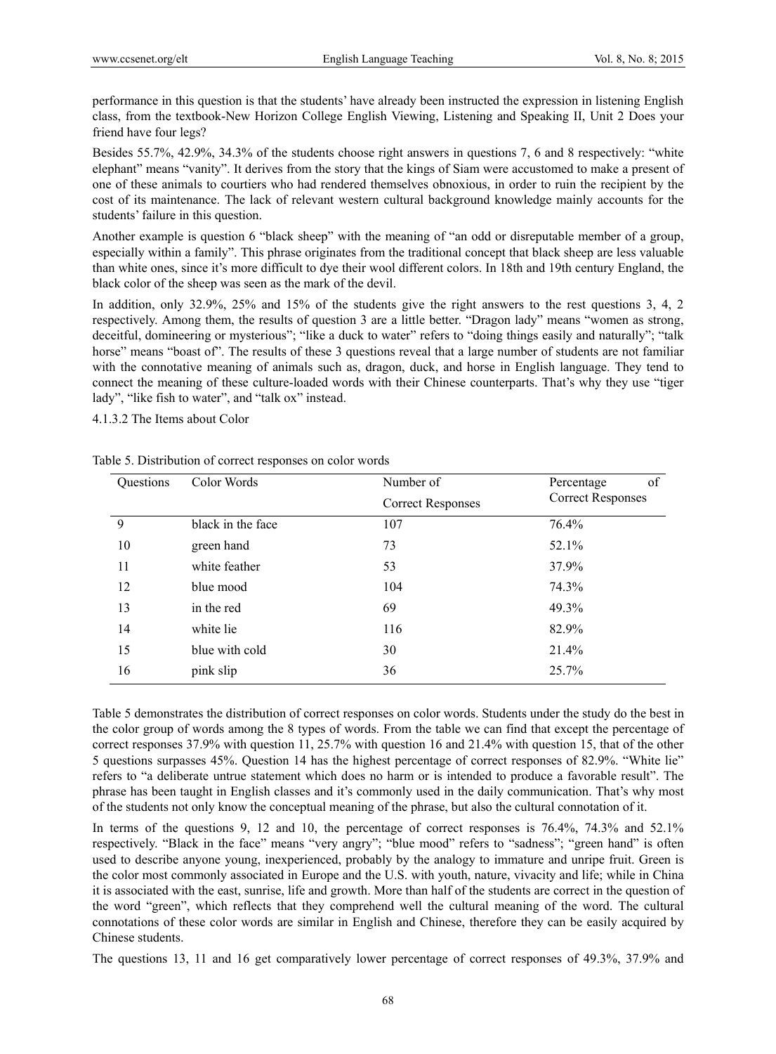performance in this question is that the students' have already been instructed the expression in listening English class, from the textbook-New Horizon College English Viewing, Listening and Speaking II, Unit 2 Does your friend have four legs?

Besides 55.7%, 42.9%, 34.3% of the students choose right answers in questions 7, 6 and 8 respectively: "white elephant" means "vanity". It derives from the story that the kings of Siam were accustomed to make a present of one of these animals to courtiers who had rendered themselves obnoxious, in order to ruin the recipient by the cost of its maintenance. The lack of relevant western cultural background knowledge mainly accounts for the students' failure in this question.

Another example is question 6 "black sheep" with the meaning of "an odd or disreputable member of a group, especially within a family". This phrase originates from the traditional concept that black sheep are less valuable than white ones, since it's more difficult to dye their wool different colors. In 18th and 19th century England, the black color of the sheep was seen as the mark of the devil.

In addition, only 32.9%, 25% and 15% of the students give the right answers to the rest questions 3, 4, 2 respectively. Among them, the results of question 3 are a little better. "Dragon lady" means "women as strong, deceitful, domineering or mysterious"; "like a duck to water" refers to "doing things easily and naturally"; "talk horse" means "boast of". The results of these 3 questions reveal that a large number of students are not familiar with the connotative meaning of animals such as, dragon, duck, and horse in English language. They tend to connect the meaning of these culture-loaded words with their Chinese counterparts. That's why they use "tiger lady", "like fish to water", and "talk ox" instead.

#### 4.1.3.2 The Items about Color

Table 5. Distribution of correct responses on color words

| Questions | Color Words | Number of Correct Responses | Percentage of Correct Responses |
|---|---|---|---|
| 9 | black in the face | 107 | 76.4% |
| 10 | green hand | 73 | 52.1% |
| 11 | white feather | 53 | 37.9% |
| 12 | blue mood | 104 | 74.3% |
| 13 | in the red | 69 | 49.3% |
| 14 | white lie | 116 | 82.9% |
| 15 | blue with cold | 30 | 21.4% |
| 16 | pink slip | 36 | 25.7% |

Table 5 demonstrates the distribution of correct responses on color words. Students under the study do the best in the color group of words among the 8 types of words. From the table we can find that except the percentage of correct responses 37.9% with question 11, 25.7% with question 16 and 21.4% with question 15, that of the other 5 questions surpasses 45%. Question 14 has the highest percentage of correct responses of 82.9%. "White lie" refers to "a deliberate untrue statement which does no harm or is intended to produce a favorable result". The phrase has been taught in English classes and it's commonly used in the daily communication. That's why most of the students not only know the conceptual meaning of the phrase, but also the cultural connotation of it.

In terms of the questions 9, 12 and 10, the percentage of correct responses is 76.4%, 74.3% and 52.1% respectively. "Black in the face" means "very angry"; "blue mood" refers to "sadness"; "green hand" is often used to describe anyone young, inexperienced, probably by the analogy to immature and unripe fruit. Green is the color most commonly associated in Europe and the U.S. with youth, nature, vivacity and life; while in China it is associated with the east, sunrise, life and growth. More than half of the students are correct in the question of the word "green", which reflects that they comprehend well the cultural meaning of the word. The cultural connotations of these color words are similar in English and Chinese, therefore they can be easily acquired by Chinese students.

The questions 13, 11 and 16 get comparatively lower percentage of correct responses of 49.3%, 37.9% and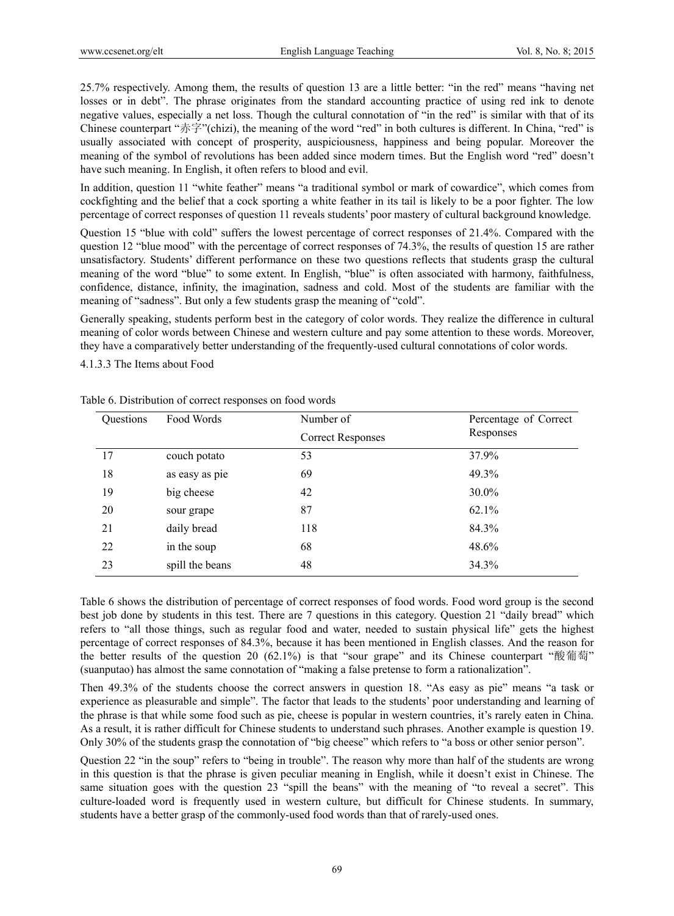25.7% respectively. Among them, the results of question 13 are a little better: "in the red" means "having net losses or in debt". The phrase originates from the standard accounting practice of using red ink to denote negative values, especially a net loss. Though the cultural connotation of "in the red" is similar with that of its Chinese counterpart "赤字"(chizi), the meaning of the word "red" in both cultures is different. In China, "red" is usually associated with concept of prosperity, auspiciousness, happiness and being popular. Moreover the meaning of the symbol of revolutions has been added since modern times. But the English word "red" doesn't have such meaning. In English, it often refers to blood and evil.

In addition, question 11 "white feather" means "a traditional symbol or mark of cowardice", which comes from cockfighting and the belief that a cock sporting a white feather in its tail is likely to be a poor fighter. The low percentage of correct responses of question 11 reveals students' poor mastery of cultural background knowledge.

Question 15 "blue with cold" suffers the lowest percentage of correct responses of 21.4%. Compared with the question 12 "blue mood" with the percentage of correct responses of 74.3%, the results of question 15 are rather unsatisfactory. Students' different performance on these two questions reflects that students grasp the cultural meaning of the word "blue" to some extent. In English, "blue" is often associated with harmony, faithfulness, confidence, distance, infinity, the imagination, sadness and cold. Most of the students are familiar with the meaning of "sadness". But only a few students grasp the meaning of "cold".

Generally speaking, students perform best in the category of color words. They realize the difference in cultural meaning of color words between Chinese and western culture and pay some attention to these words. Moreover, they have a comparatively better understanding of the frequently-used cultural connotations of color words.

4.1.3.3 The Items about Food

Table 6. Distribution of correct responses on food words

| Questions | Food Words | Number of Correct Responses | Percentage of Correct Responses |
|---|---|---|---|
| 17 | couch potato | 53 | 37.9% |
| 18 | as easy as pie | 69 | 49.3% |
| 19 | big cheese | 42 | 30.0% |
| 20 | sour grape | 87 | 62.1% |
| 21 | daily bread | 118 | 84.3% |
| 22 | in the soup | 68 | 48.6% |
| 23 | spill the beans | 48 | 34.3% |

Table 6 shows the distribution of percentage of correct responses of food words. Food word group is the second best job done by students in this test. There are 7 questions in this category. Question 21 "daily bread" which refers to "all those things, such as regular food and water, needed to sustain physical life" gets the highest percentage of correct responses of 84.3%, because it has been mentioned in English classes. And the reason for the better results of the question 20 (62.1%) is that "sour grape" and its Chinese counterpart "酸葡萄" (suanputao) has almost the same connotation of "making a false pretense to form a rationalization".

Then 49.3% of the students choose the correct answers in question 18. "As easy as pie" means "a task or experience as pleasurable and simple". The factor that leads to the students' poor understanding and learning of the phrase is that while some food such as pie, cheese is popular in western countries, it's rarely eaten in China. As a result, it is rather difficult for Chinese students to understand such phrases. Another example is question 19. Only 30% of the students grasp the connotation of "big cheese" which refers to "a boss or other senior person".

Question 22 "in the soup" refers to "being in trouble". The reason why more than half of the students are wrong in this question is that the phrase is given peculiar meaning in English, while it doesn't exist in Chinese. The same situation goes with the question 23 "spill the beans" with the meaning of "to reveal a secret". This culture-loaded word is frequently used in western culture, but difficult for Chinese students. In summary, students have a better grasp of the commonly-used food words than that of rarely-used ones.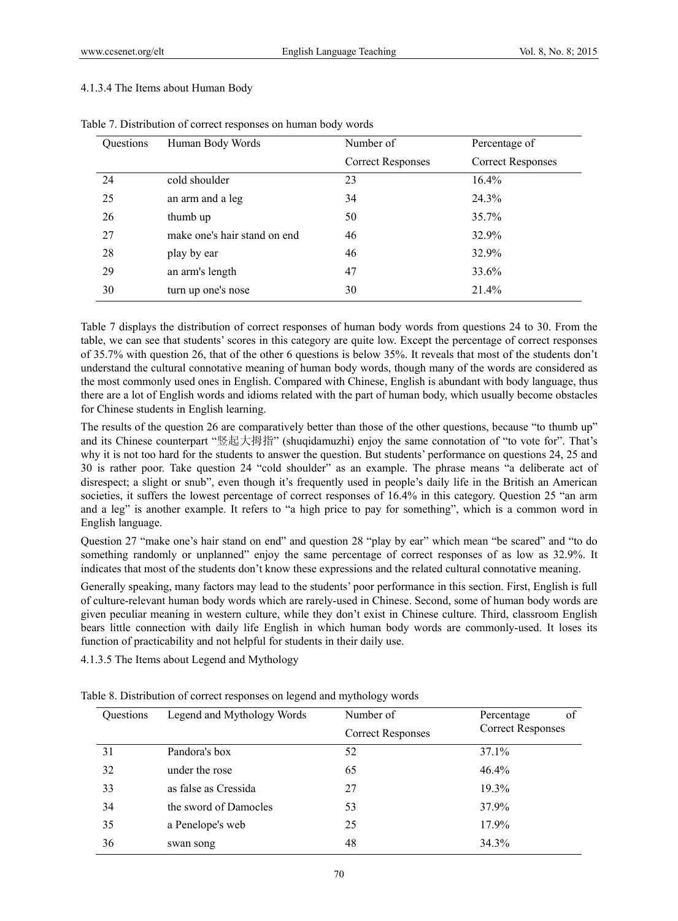#### 4.1.3.4 The Items about Human Body

Table 7. Distribution of correct responses on human body words

| Questions | Human Body Words | Number of Correct Responses | Percentage of Correct Responses |
|---|---|---|---|
| 24 | cold shoulder | 23 | 16.4% |
| 25 | an arm and a leg | 34 | 24.3% |
| 26 | thumb up | 50 | 35.7% |
| 27 | make one's hair stand on end | 46 | 32.9% |
| 28 | play by ear | 46 | 32.9% |
| 29 | an arm's length | 47 | 33.6% |
| 30 | turn up one's nose | 30 | 21.4% |

Table 7 displays the distribution of correct responses of human body words from questions 24 to 30. From the table, we can see that students' scores in this category are quite low. Except the percentage of correct responses of 35.7% with question 26, that of the other 6 questions is below 35%. It reveals that most of the students don't understand the cultural connotative meaning of human body words, though many of the words are considered as the most commonly used ones in English. Compared with Chinese, English is abundant with body language, thus there are a lot of English words and idioms related with the part of human body, which usually become obstacles for Chinese students in English learning.

The results of the question 26 are comparatively better than those of the other questions, because "to thumb up" and its Chinese counterpart "竖起大拇指" (shuqidamuzhi) enjoy the same connotation of "to vote for". That's why it is not too hard for the students to answer the question. But students' performance on questions 24, 25 and 30 is rather poor. Take question 24 "cold shoulder" as an example. The phrase means "a deliberate act of disrespect; a slight or snub", even though it's frequently used in people's daily life in the British an American societies, it suffers the lowest percentage of correct responses of 16.4% in this category. Question 25 "an arm and a leg" is another example. It refers to "a high price to pay for something", which is a common word in English language.

Question 27 "make one's hair stand on end" and question 28 "play by ear" which mean "be scared" and "to do something randomly or unplanned" enjoy the same percentage of correct responses of as low as 32.9%. It indicates that most of the students don't know these expressions and the related cultural connotative meaning.

Generally speaking, many factors may lead to the students' poor performance in this section. First, English is full of culture-relevant human body words which are rarely-used in Chinese. Second, some of human body words are given peculiar meaning in western culture, while they don't exist in Chinese culture. Third, classroom English bears little connection with daily life English in which human body words are commonly-used. It loses its function of practicability and not helpful for students in their daily use.

#### 4.1.3.5 The Items about Legend and Mythology

Table 8. Distribution of correct responses on legend and mythology words

| Questions | Legend and Mythology Words | Number of Correct Responses | Percentage of Correct Responses |
|---|---|---|---|
| 31 | Pandora's box | 52 | 37.1% |
| 32 | under the rose | 65 | 46.4% |
| 33 | as false as Cressida | 27 | 19.3% |
| 34 | the sword of Damocles | 53 | 37.9% |
| 35 | a Penelope's web | 25 | 17.9% |
| 36 | swan song | 48 | 34.3% |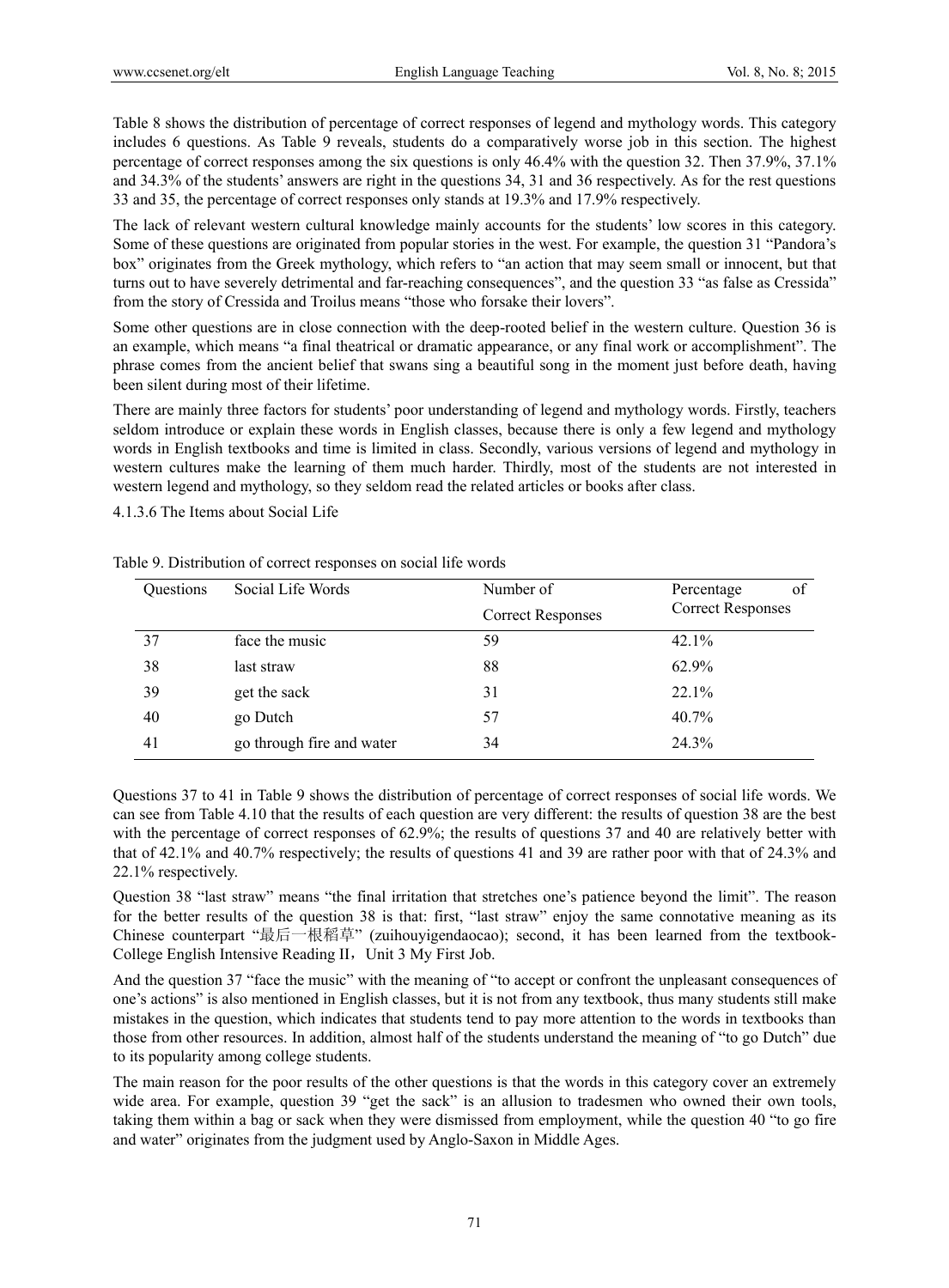Table 8 shows the distribution of percentage of correct responses of legend and mythology words. This category includes 6 questions. As Table 9 reveals, students do a comparatively worse job in this section. The highest percentage of correct responses among the six questions is only 46.4% with the question 32. Then 37.9%, 37.1% and 34.3% of the students' answers are right in the questions 34, 31 and 36 respectively. As for the rest questions 33 and 35, the percentage of correct responses only stands at 19.3% and 17.9% respectively.

The lack of relevant western cultural knowledge mainly accounts for the students' low scores in this category. Some of these questions are originated from popular stories in the west. For example, the question 31 "Pandora's box" originates from the Greek mythology, which refers to "an action that may seem small or innocent, but that turns out to have severely detrimental and far-reaching consequences", and the question 33 "as false as Cressida" from the story of Cressida and Troilus means "those who forsake their lovers".

Some other questions are in close connection with the deep-rooted belief in the western culture. Question 36 is an example, which means "a final theatrical or dramatic appearance, or any final work or accomplishment". The phrase comes from the ancient belief that swans sing a beautiful song in the moment just before death, having been silent during most of their lifetime.

There are mainly three factors for students' poor understanding of legend and mythology words. Firstly, teachers seldom introduce or explain these words in English classes, because there is only a few legend and mythology words in English textbooks and time is limited in class. Secondly, various versions of legend and mythology in western cultures make the learning of them much harder. Thirdly, most of the students are not interested in western legend and mythology, so they seldom read the related articles or books after class.

4.1.3.6 The Items about Social Life

Table 9. Distribution of correct responses on social life words

| Questions | Social Life Words | Number of Correct Responses | Percentage of Correct Responses |
|---|---|---|---|
| 37 | face the music | 59 | 42.1% |
| 38 | last straw | 88 | 62.9% |
| 39 | get the sack | 31 | 22.1% |
| 40 | go Dutch | 57 | 40.7% |
| 41 | go through fire and water | 34 | 24.3% |

Questions 37 to 41 in Table 9 shows the distribution of percentage of correct responses of social life words. We can see from Table 4.10 that the results of each question are very different: the results of question 38 are the best with the percentage of correct responses of 62.9%; the results of questions 37 and 40 are relatively better with that of 42.1% and 40.7% respectively; the results of questions 41 and 39 are rather poor with that of 24.3% and 22.1% respectively.

Question 38 "last straw" means "the final irritation that stretches one's patience beyond the limit". The reason for the better results of the question 38 is that: first, "last straw" enjoy the same connotative meaning as its Chinese counterpart "最后一根稻草" (zuihouyigendaocao); second, it has been learned from the textbook-College English Intensive Reading II，Unit 3 My First Job.

And the question 37 "face the music" with the meaning of "to accept or confront the unpleasant consequences of one's actions" is also mentioned in English classes, but it is not from any textbook, thus many students still make mistakes in the question, which indicates that students tend to pay more attention to the words in textbooks than those from other resources. In addition, almost half of the students understand the meaning of "to go Dutch" due to its popularity among college students.

The main reason for the poor results of the other questions is that the words in this category cover an extremely wide area. For example, question 39 "get the sack" is an allusion to tradesmen who owned their own tools, taking them within a bag or sack when they were dismissed from employment, while the question 40 "to go fire and water" originates from the judgment used by Anglo-Saxon in Middle Ages.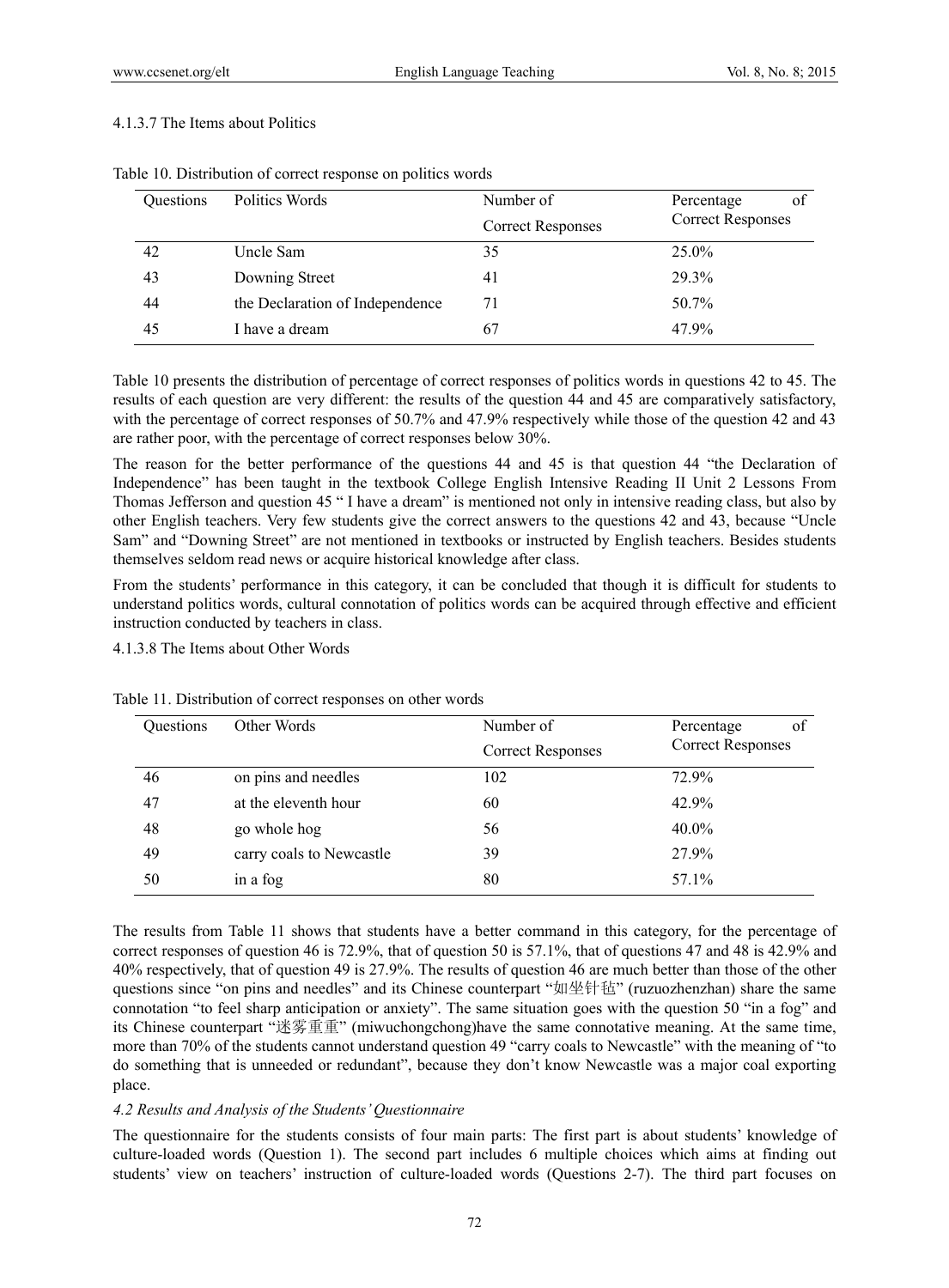#### 4.1.3.7 The Items about Politics

Table 10. Distribution of correct response on politics words

| Questions | Politics Words | Number of Correct Responses | Percentage of Correct Responses |
|---|---|---|---|
| 42 | Uncle Sam | 35 | 25.0% |
| 43 | Downing Street | 41 | 29.3% |
| 44 | the Declaration of Independence | 71 | 50.7% |
| 45 | I have a dream | 67 | 47.9% |

Table 10 presents the distribution of percentage of correct responses of politics words in questions 42 to 45. The results of each question are very different: the results of the question 44 and 45 are comparatively satisfactory, with the percentage of correct responses of 50.7% and 47.9% respectively while those of the question 42 and 43 are rather poor, with the percentage of correct responses below 30%.

The reason for the better performance of the questions 44 and 45 is that question 44 "the Declaration of Independence" has been taught in the textbook College English Intensive Reading II Unit 2 Lessons From Thomas Jefferson and question 45 " I have a dream" is mentioned not only in intensive reading class, but also by other English teachers. Very few students give the correct answers to the questions 42 and 43, because "Uncle Sam" and "Downing Street" are not mentioned in textbooks or instructed by English teachers. Besides students themselves seldom read news or acquire historical knowledge after class.

From the students' performance in this category, it can be concluded that though it is difficult for students to understand politics words, cultural connotation of politics words can be acquired through effective and efficient instruction conducted by teachers in class.

#### 4.1.3.8 The Items about Other Words

Table 11. Distribution of correct responses on other words

| Questions | Other Words | Number of Correct Responses | Percentage of Correct Responses |
|---|---|---|---|
| 46 | on pins and needles | 102 | 72.9% |
| 47 | at the eleventh hour | 60 | 42.9% |
| 48 | go whole hog | 56 | 40.0% |
| 49 | carry coals to Newcastle | 39 | 27.9% |
| 50 | in a fog | 80 | 57.1% |

The results from Table 11 shows that students have a better command in this category, for the percentage of correct responses of question 46 is 72.9%, that of question 50 is 57.1%, that of questions 47 and 48 is 42.9% and 40% respectively, that of question 49 is 27.9%. The results of question 46 are much better than those of the other questions since "on pins and needles" and its Chinese counterpart "如坐针毡" (ruzuozhenzhan) share the same connotation "to feel sharp anticipation or anxiety". The same situation goes with the question 50 "in a fog" and its Chinese counterpart "迷雾重重" (miwuchongchong)have the same connotative meaning. At the same time, more than 70% of the students cannot understand question 49 "carry coals to Newcastle" with the meaning of "to do something that is unneeded or redundant", because they don't know Newcastle was a major coal exporting place.

### *4.2 Results and Analysis of the Students' Questionnaire*

The questionnaire for the students consists of four main parts: The first part is about students' knowledge of culture-loaded words (Question 1). The second part includes 6 multiple choices which aims at finding out students' view on teachers' instruction of culture-loaded words (Questions 2-7). The third part focuses on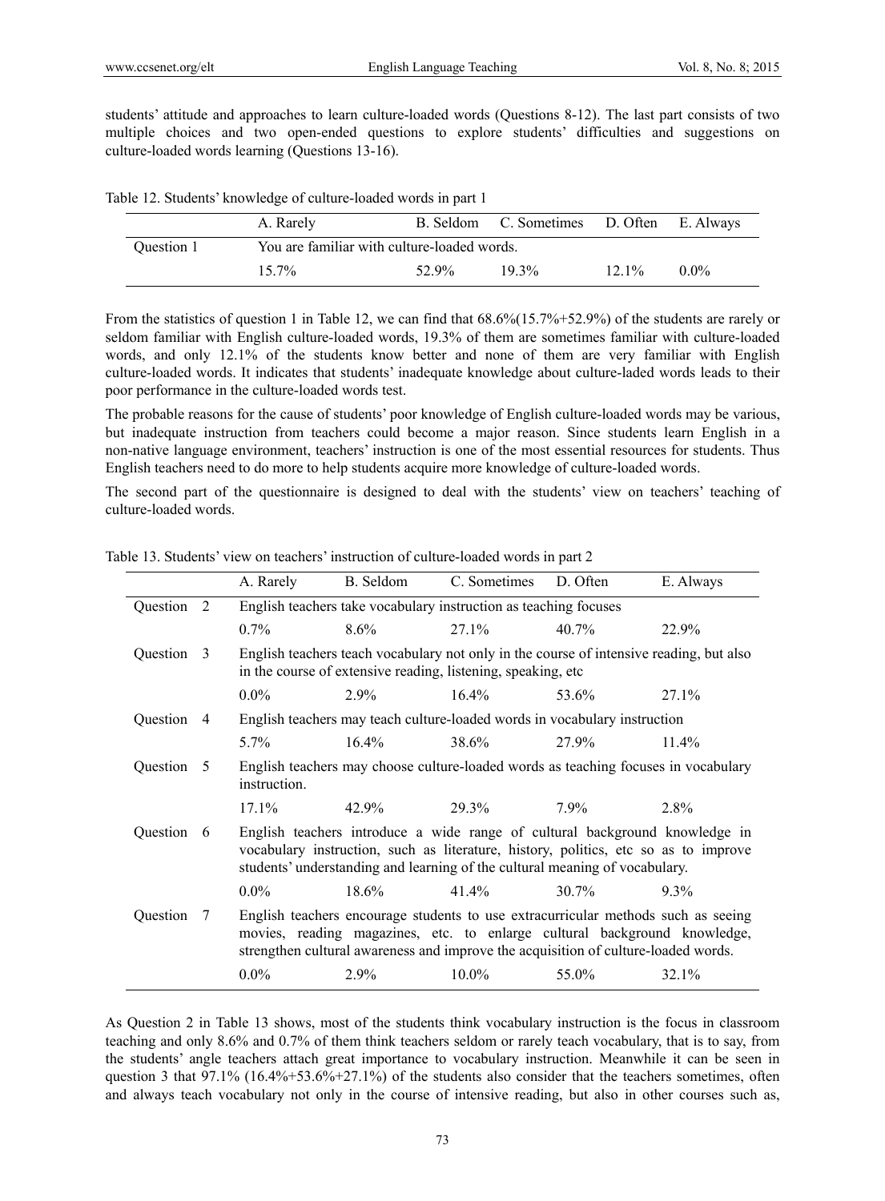students' attitude and approaches to learn culture-loaded words (Questions 8-12). The last part consists of two multiple choices and two open-ended questions to explore students' difficulties and suggestions on culture-loaded words learning (Questions 13-16).

Table 12. Students' knowledge of culture-loaded words in part 1

| | A. Rarely | B. Seldom | C. Sometimes | D. Often | E. Always |
|---|---|---|---|---|---|
| Question 1 | You are familiar with culture-loaded words. | | | | |
| | 15.7% | 52.9% | 19.3% | 12.1% | 0.0% |

From the statistics of question 1 in Table 12, we can find that 68.6%(15.7%+52.9%) of the students are rarely or seldom familiar with English culture-loaded words, 19.3% of them are sometimes familiar with culture-loaded words, and only 12.1% of the students know better and none of them are very familiar with English culture-loaded words. It indicates that students' inadequate knowledge about culture-laded words leads to their poor performance in the culture-loaded words test.

The probable reasons for the cause of students' poor knowledge of English culture-loaded words may be various, but inadequate instruction from teachers could become a major reason. Since students learn English in a non-native language environment, teachers' instruction is one of the most essential resources for students. Thus English teachers need to do more to help students acquire more knowledge of culture-loaded words.

The second part of the questionnaire is designed to deal with the students' view on teachers' teaching of culture-loaded words.

Table 13. Students' view on teachers' instruction of culture-loaded words in part 2

| | A. Rarely | B. Seldom | C. Sometimes | D. Often | E. Always |
|---|---|---|---|---|---|
| Question 2 | English teachers take vocabulary instruction as teaching focuses | | | | |
| | 0.7% | 8.6% | 27.1% | 40.7% | 22.9% |
| Question 3 | English teachers teach vocabulary not only in the course of intensive reading, but also in the course of extensive reading, listening, speaking, etc | | | | |
| | 0.0% | 2.9% | 16.4% | 53.6% | 27.1% |
| Question 4 | English teachers may teach culture-loaded words in vocabulary instruction | | | | |
| | 5.7% | 16.4% | 38.6% | 27.9% | 11.4% |
| Question 5 | English teachers may choose culture-loaded words as teaching focuses in vocabulary instruction. | | | | |
| | 17.1% | 42.9% | 29.3% | 7.9% | 2.8% |
| Question 6 | English teachers introduce a wide range of cultural background knowledge in vocabulary instruction, such as literature, history, politics, etc so as to improve students' understanding and learning of the cultural meaning of vocabulary. | | | | |
| | 0.0% | 18.6% | 41.4% | 30.7% | 9.3% |
| Question 7 | English teachers encourage students to use extracurricular methods such as seeing movies, reading magazines, etc. to enlarge cultural background knowledge, strengthen cultural awareness and improve the acquisition of culture-loaded words. | | | | |
| | 0.0% | 2.9% | 10.0% | 55.0% | 32.1% |

As Question 2 in Table 13 shows, most of the students think vocabulary instruction is the focus in classroom teaching and only 8.6% and 0.7% of them think teachers seldom or rarely teach vocabulary, that is to say, from the students' angle teachers attach great importance to vocabulary instruction. Meanwhile it can be seen in question 3 that 97.1% (16.4%+53.6%+27.1%) of the students also consider that the teachers sometimes, often and always teach vocabulary not only in the course of intensive reading, but also in other courses such as,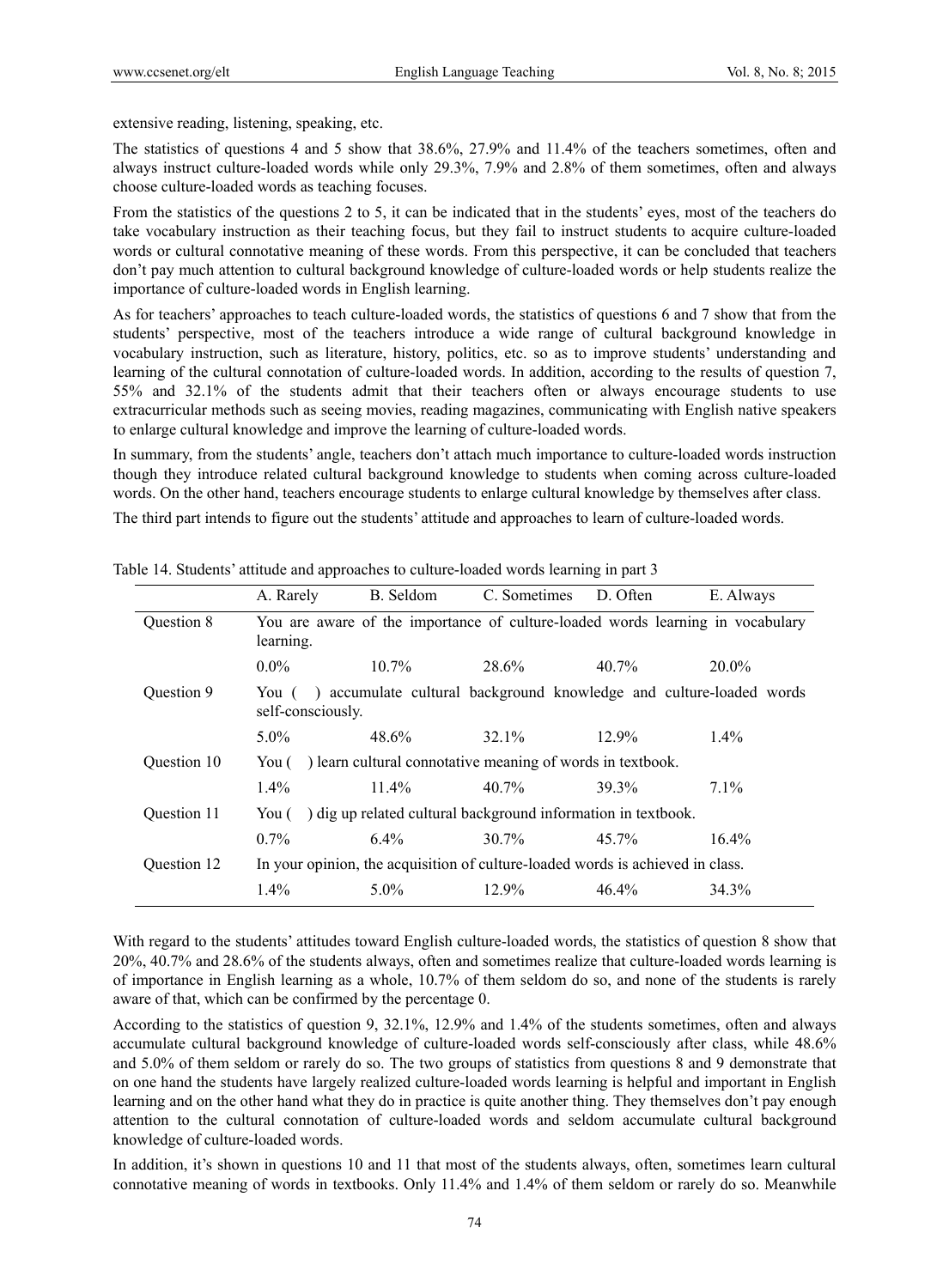extensive reading, listening, speaking, etc.

The statistics of questions 4 and 5 show that 38.6%, 27.9% and 11.4% of the teachers sometimes, often and always instruct culture-loaded words while only 29.3%, 7.9% and 2.8% of them sometimes, often and always choose culture-loaded words as teaching focuses.

From the statistics of the questions 2 to 5, it can be indicated that in the students' eyes, most of the teachers do take vocabulary instruction as their teaching focus, but they fail to instruct students to acquire culture-loaded words or cultural connotative meaning of these words. From this perspective, it can be concluded that teachers don't pay much attention to cultural background knowledge of culture-loaded words or help students realize the importance of culture-loaded words in English learning.

As for teachers' approaches to teach culture-loaded words, the statistics of questions 6 and 7 show that from the students' perspective, most of the teachers introduce a wide range of cultural background knowledge in vocabulary instruction, such as literature, history, politics, etc. so as to improve students' understanding and learning of the cultural connotation of culture-loaded words. In addition, according to the results of question 7, 55% and 32.1% of the students admit that their teachers often or always encourage students to use extracurricular methods such as seeing movies, reading magazines, communicating with English native speakers to enlarge cultural knowledge and improve the learning of culture-loaded words.

In summary, from the students' angle, teachers don't attach much importance to culture-loaded words instruction though they introduce related cultural background knowledge to students when coming across culture-loaded words. On the other hand, teachers encourage students to enlarge cultural knowledge by themselves after class.

The third part intends to figure out the students' attitude and approaches to learn of culture-loaded words.

Table 14. Students' attitude and approaches to culture-loaded words learning in part 3

| | A. Rarely | B. Seldom | C. Sometimes | D. Often | E. Always |
|---|---|---|---|---|---|
| Question 8 | You are aware of the importance of culture-loaded words learning in vocabulary learning. | | | | |
| | 0.0% | 10.7% | 28.6% | 40.7% | 20.0% |
| Question 9 | You ( ) accumulate cultural background knowledge and culture-loaded words self-consciously. | | | | |
| | 5.0% | 48.6% | 32.1% | 12.9% | 1.4% |
| Question 10 | You ( ) learn cultural connotative meaning of words in textbook. | | | | |
| | 1.4% | 11.4% | 40.7% | 39.3% | 7.1% |
| Question 11 | You ( ) dig up related cultural background information in textbook. | | | | |
| | 0.7% | 6.4% | 30.7% | 45.7% | 16.4% |
| Question 12 | In your opinion, the acquisition of culture-loaded words is achieved in class. | | | | |
| | 1.4% | 5.0% | 12.9% | 46.4% | 34.3% |

With regard to the students' attitudes toward English culture-loaded words, the statistics of question 8 show that 20%, 40.7% and 28.6% of the students always, often and sometimes realize that culture-loaded words learning is of importance in English learning as a whole, 10.7% of them seldom do so, and none of the students is rarely aware of that, which can be confirmed by the percentage 0.

According to the statistics of question 9, 32.1%, 12.9% and 1.4% of the students sometimes, often and always accumulate cultural background knowledge of culture-loaded words self-consciously after class, while 48.6% and 5.0% of them seldom or rarely do so. The two groups of statistics from questions 8 and 9 demonstrate that on one hand the students have largely realized culture-loaded words learning is helpful and important in English learning and on the other hand what they do in practice is quite another thing. They themselves don't pay enough attention to the cultural connotation of culture-loaded words and seldom accumulate cultural background knowledge of culture-loaded words.

In addition, it's shown in questions 10 and 11 that most of the students always, often, sometimes learn cultural connotative meaning of words in textbooks. Only 11.4% and 1.4% of them seldom or rarely do so. Meanwhile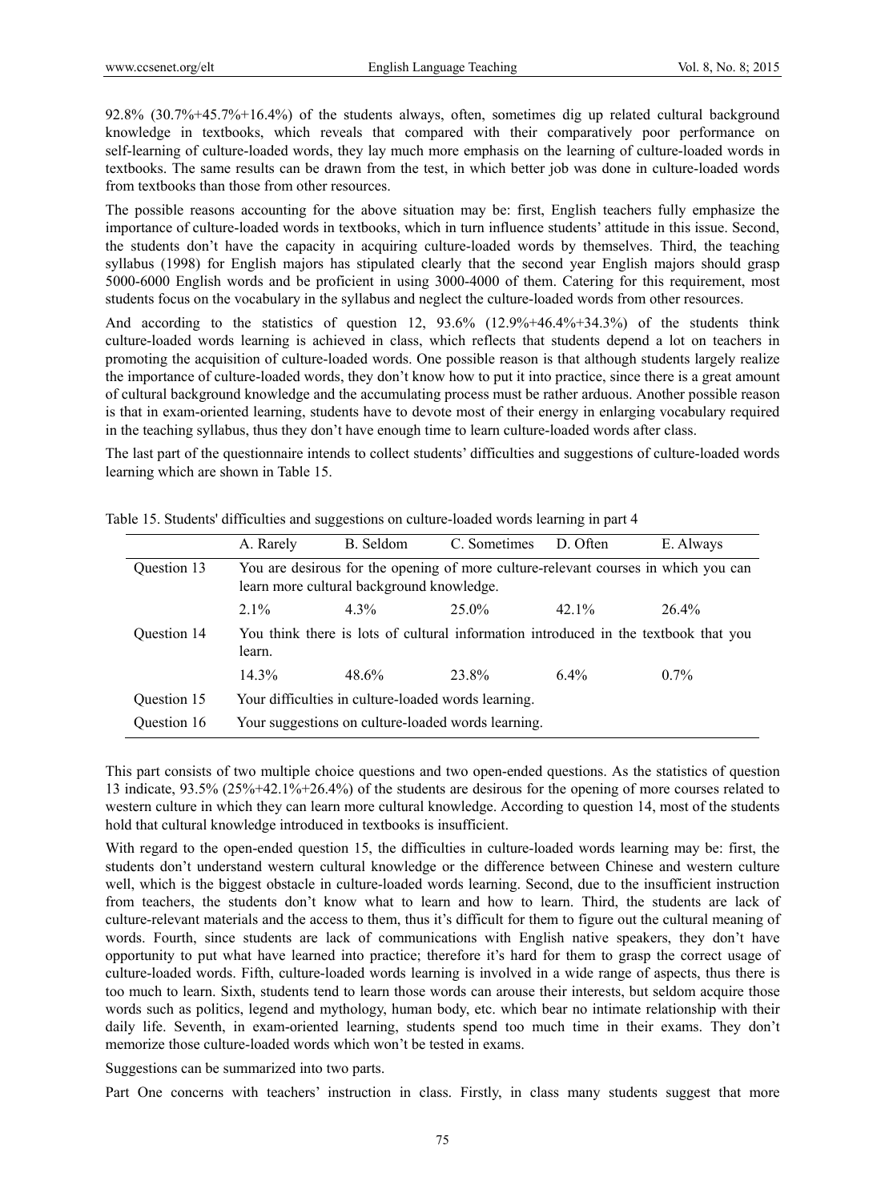92.8% (30.7%+45.7%+16.4%) of the students always, often, sometimes dig up related cultural background knowledge in textbooks, which reveals that compared with their comparatively poor performance on self-learning of culture-loaded words, they lay much more emphasis on the learning of culture-loaded words in textbooks. The same results can be drawn from the test, in which better job was done in culture-loaded words from textbooks than those from other resources.

The possible reasons accounting for the above situation may be: first, English teachers fully emphasize the importance of culture-loaded words in textbooks, which in turn influence students' attitude in this issue. Second, the students don't have the capacity in acquiring culture-loaded words by themselves. Third, the teaching syllabus (1998) for English majors has stipulated clearly that the second year English majors should grasp 5000-6000 English words and be proficient in using 3000-4000 of them. Catering for this requirement, most students focus on the vocabulary in the syllabus and neglect the culture-loaded words from other resources.

And according to the statistics of question 12, 93.6% (12.9%+46.4%+34.3%) of the students think culture-loaded words learning is achieved in class, which reflects that students depend a lot on teachers in promoting the acquisition of culture-loaded words. One possible reason is that although students largely realize the importance of culture-loaded words, they don't know how to put it into practice, since there is a great amount of cultural background knowledge and the accumulating process must be rather arduous. Another possible reason is that in exam-oriented learning, students have to devote most of their energy in enlarging vocabulary required in the teaching syllabus, thus they don't have enough time to learn culture-loaded words after class.

The last part of the questionnaire intends to collect students' difficulties and suggestions of culture-loaded words learning which are shown in Table 15.

Table 15. Students' difficulties and suggestions on culture-loaded words learning in part 4

| | A. Rarely | B. Seldom | C. Sometimes | D. Often | E. Always |
|---|---|---|---|---|---|
| Question 13 | You are desirous for the opening of more culture-relevant courses in which you can learn more cultural background knowledge. | | | | |
| | 2.1% | 4.3% | 25.0% | 42.1% | 26.4% |
| Question 14 | You think there is lots of cultural information introduced in the textbook that you learn. | | | | |
| | 14.3% | 48.6% | 23.8% | 6.4% | 0.7% |
| Question 15 | Your difficulties in culture-loaded words learning. | | | | |
| Question 16 | Your suggestions on culture-loaded words learning. | | | | |

This part consists of two multiple choice questions and two open-ended questions. As the statistics of question 13 indicate, 93.5% (25%+42.1%+26.4%) of the students are desirous for the opening of more courses related to western culture in which they can learn more cultural knowledge. According to question 14, most of the students hold that cultural knowledge introduced in textbooks is insufficient.

With regard to the open-ended question 15, the difficulties in culture-loaded words learning may be: first, the students don't understand western cultural knowledge or the difference between Chinese and western culture well, which is the biggest obstacle in culture-loaded words learning. Second, due to the insufficient instruction from teachers, the students don't know what to learn and how to learn. Third, the students are lack of culture-relevant materials and the access to them, thus it's difficult for them to figure out the cultural meaning of words. Fourth, since students are lack of communications with English native speakers, they don't have opportunity to put what have learned into practice; therefore it's hard for them to grasp the correct usage of culture-loaded words. Fifth, culture-loaded words learning is involved in a wide range of aspects, thus there is too much to learn. Sixth, students tend to learn those words can arouse their interests, but seldom acquire those words such as politics, legend and mythology, human body, etc. which bear no intimate relationship with their daily life. Seventh, in exam-oriented learning, students spend too much time in their exams. They don't memorize those culture-loaded words which won't be tested in exams.

Suggestions can be summarized into two parts.

Part One concerns with teachers' instruction in class. Firstly, in class many students suggest that more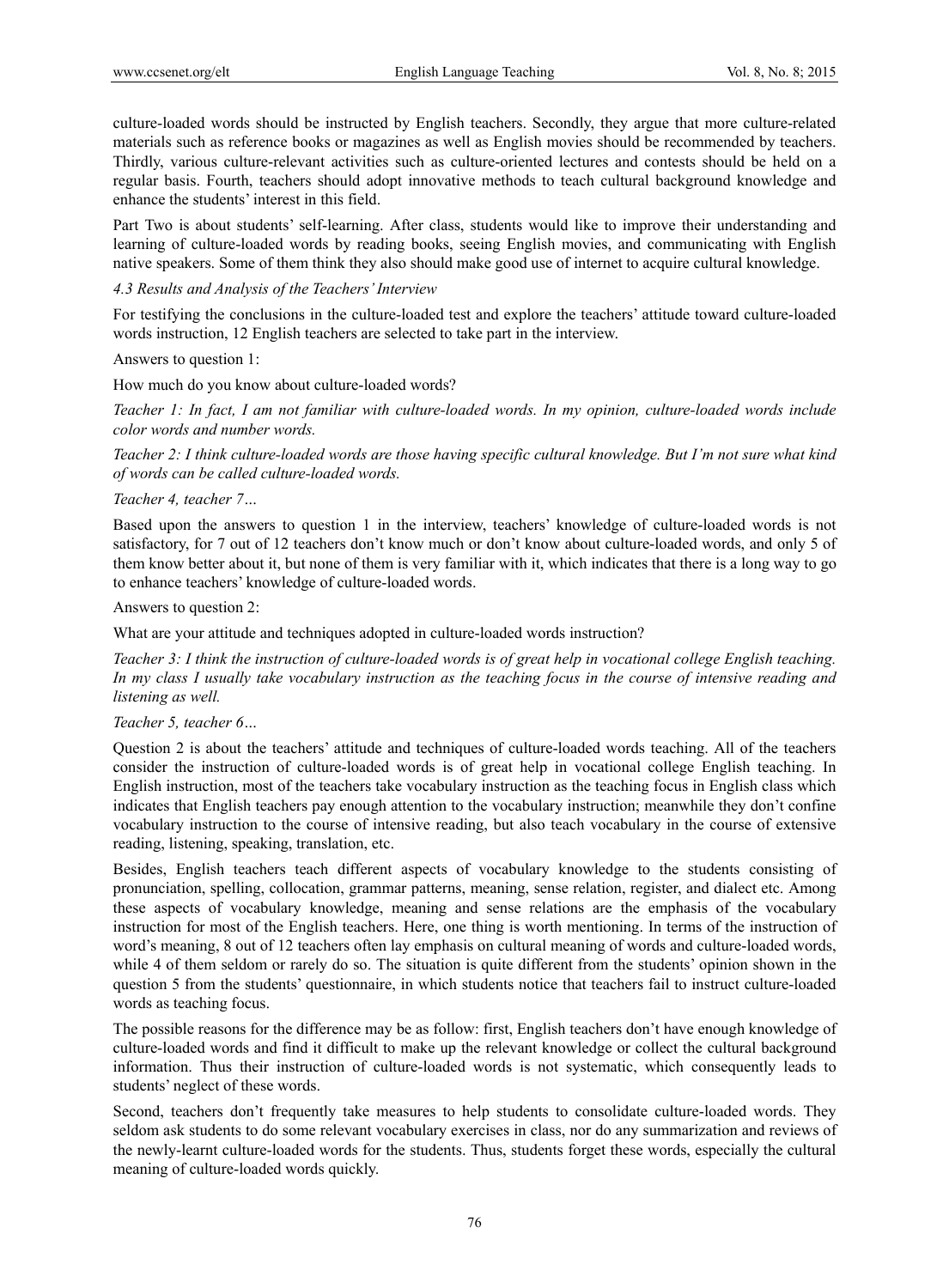culture-loaded words should be instructed by English teachers. Secondly, they argue that more culture-related materials such as reference books or magazines as well as English movies should be recommended by teachers. Thirdly, various culture-relevant activities such as culture-oriented lectures and contests should be held on a regular basis. Fourth, teachers should adopt innovative methods to teach cultural background knowledge and enhance the students' interest in this field.

Part Two is about students' self-learning. After class, students would like to improve their understanding and learning of culture-loaded words by reading books, seeing English movies, and communicating with English native speakers. Some of them think they also should make good use of internet to acquire cultural knowledge.

### *4.3 Results and Analysis of the Teachers' Interview*

For testifying the conclusions in the culture-loaded test and explore the teachers' attitude toward culture-loaded words instruction, 12 English teachers are selected to take part in the interview.

Answers to question 1:

How much do you know about culture-loaded words?

*Teacher 1: In fact, I am not familiar with culture-loaded words. In my opinion, culture-loaded words include color words and number words.*

*Teacher 2: I think culture-loaded words are those having specific cultural knowledge. But I'm not sure what kind of words can be called culture-loaded words.*

*Teacher 4, teacher 7…*

Based upon the answers to question 1 in the interview, teachers' knowledge of culture-loaded words is not satisfactory, for 7 out of 12 teachers don't know much or don't know about culture-loaded words, and only 5 of them know better about it, but none of them is very familiar with it, which indicates that there is a long way to go to enhance teachers' knowledge of culture-loaded words.

Answers to question 2:

What are your attitude and techniques adopted in culture-loaded words instruction?

*Teacher 3: I think the instruction of culture-loaded words is of great help in vocational college English teaching. In my class I usually take vocabulary instruction as the teaching focus in the course of intensive reading and listening as well.*

*Teacher 5, teacher 6…*

Question 2 is about the teachers' attitude and techniques of culture-loaded words teaching. All of the teachers consider the instruction of culture-loaded words is of great help in vocational college English teaching. In English instruction, most of the teachers take vocabulary instruction as the teaching focus in English class which indicates that English teachers pay enough attention to the vocabulary instruction; meanwhile they don't confine vocabulary instruction to the course of intensive reading, but also teach vocabulary in the course of extensive reading, listening, speaking, translation, etc.

Besides, English teachers teach different aspects of vocabulary knowledge to the students consisting of pronunciation, spelling, collocation, grammar patterns, meaning, sense relation, register, and dialect etc. Among these aspects of vocabulary knowledge, meaning and sense relations are the emphasis of the vocabulary instruction for most of the English teachers. Here, one thing is worth mentioning. In terms of the instruction of word's meaning, 8 out of 12 teachers often lay emphasis on cultural meaning of words and culture-loaded words, while 4 of them seldom or rarely do so. The situation is quite different from the students' opinion shown in the question 5 from the students' questionnaire, in which students notice that teachers fail to instruct culture-loaded words as teaching focus.

The possible reasons for the difference may be as follow: first, English teachers don't have enough knowledge of culture-loaded words and find it difficult to make up the relevant knowledge or collect the cultural background information. Thus their instruction of culture-loaded words is not systematic, which consequently leads to students' neglect of these words.

Second, teachers don't frequently take measures to help students to consolidate culture-loaded words. They seldom ask students to do some relevant vocabulary exercises in class, nor do any summarization and reviews of the newly-learnt culture-loaded words for the students. Thus, students forget these words, especially the cultural meaning of culture-loaded words quickly.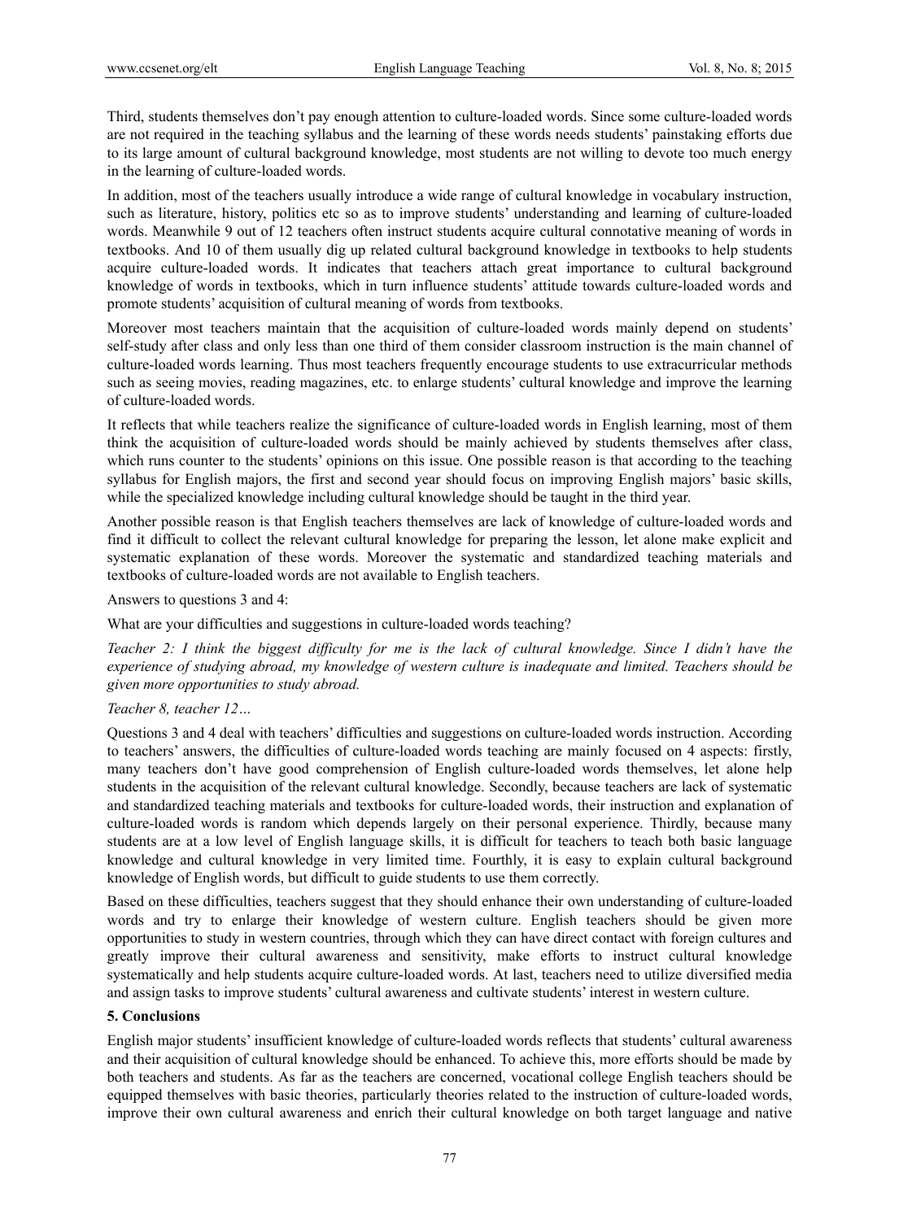Third, students themselves don't pay enough attention to culture-loaded words. Since some culture-loaded words are not required in the teaching syllabus and the learning of these words needs students' painstaking efforts due to its large amount of cultural background knowledge, most students are not willing to devote too much energy in the learning of culture-loaded words.

In addition, most of the teachers usually introduce a wide range of cultural knowledge in vocabulary instruction, such as literature, history, politics etc so as to improve students' understanding and learning of culture-loaded words. Meanwhile 9 out of 12 teachers often instruct students acquire cultural connotative meaning of words in textbooks. And 10 of them usually dig up related cultural background knowledge in textbooks to help students acquire culture-loaded words. It indicates that teachers attach great importance to cultural background knowledge of words in textbooks, which in turn influence students' attitude towards culture-loaded words and promote students' acquisition of cultural meaning of words from textbooks.

Moreover most teachers maintain that the acquisition of culture-loaded words mainly depend on students' self-study after class and only less than one third of them consider classroom instruction is the main channel of culture-loaded words learning. Thus most teachers frequently encourage students to use extracurricular methods such as seeing movies, reading magazines, etc. to enlarge students' cultural knowledge and improve the learning of culture-loaded words.

It reflects that while teachers realize the significance of culture-loaded words in English learning, most of them think the acquisition of culture-loaded words should be mainly achieved by students themselves after class, which runs counter to the students' opinions on this issue. One possible reason is that according to the teaching syllabus for English majors, the first and second year should focus on improving English majors' basic skills, while the specialized knowledge including cultural knowledge should be taught in the third year.

Another possible reason is that English teachers themselves are lack of knowledge of culture-loaded words and find it difficult to collect the relevant cultural knowledge for preparing the lesson, let alone make explicit and systematic explanation of these words. Moreover the systematic and standardized teaching materials and textbooks of culture-loaded words are not available to English teachers.

Answers to questions 3 and 4:

What are your difficulties and suggestions in culture-loaded words teaching?

*Teacher 2: I think the biggest difficulty for me is the lack of cultural knowledge. Since I didn't have the experience of studying abroad, my knowledge of western culture is inadequate and limited. Teachers should be given more opportunities to study abroad.*

*Teacher 8, teacher 12…*

Questions 3 and 4 deal with teachers' difficulties and suggestions on culture-loaded words instruction. According to teachers' answers, the difficulties of culture-loaded words teaching are mainly focused on 4 aspects: firstly, many teachers don't have good comprehension of English culture-loaded words themselves, let alone help students in the acquisition of the relevant cultural knowledge. Secondly, because teachers are lack of systematic and standardized teaching materials and textbooks for culture-loaded words, their instruction and explanation of culture-loaded words is random which depends largely on their personal experience. Thirdly, because many students are at a low level of English language skills, it is difficult for teachers to teach both basic language knowledge and cultural knowledge in very limited time. Fourthly, it is easy to explain cultural background knowledge of English words, but difficult to guide students to use them correctly.

Based on these difficulties, teachers suggest that they should enhance their own understanding of culture-loaded words and try to enlarge their knowledge of western culture. English teachers should be given more opportunities to study in western countries, through which they can have direct contact with foreign cultures and greatly improve their cultural awareness and sensitivity, make efforts to instruct cultural knowledge systematically and help students acquire culture-loaded words. At last, teachers need to utilize diversified media and assign tasks to improve students' cultural awareness and cultivate students' interest in western culture.

## 5. Conclusions

English major students' insufficient knowledge of culture-loaded words reflects that students' cultural awareness and their acquisition of cultural knowledge should be enhanced. To achieve this, more efforts should be made by both teachers and students. As far as the teachers are concerned, vocational college English teachers should be equipped themselves with basic theories, particularly theories related to the instruction of culture-loaded words, improve their own cultural awareness and enrich their cultural knowledge on both target language and native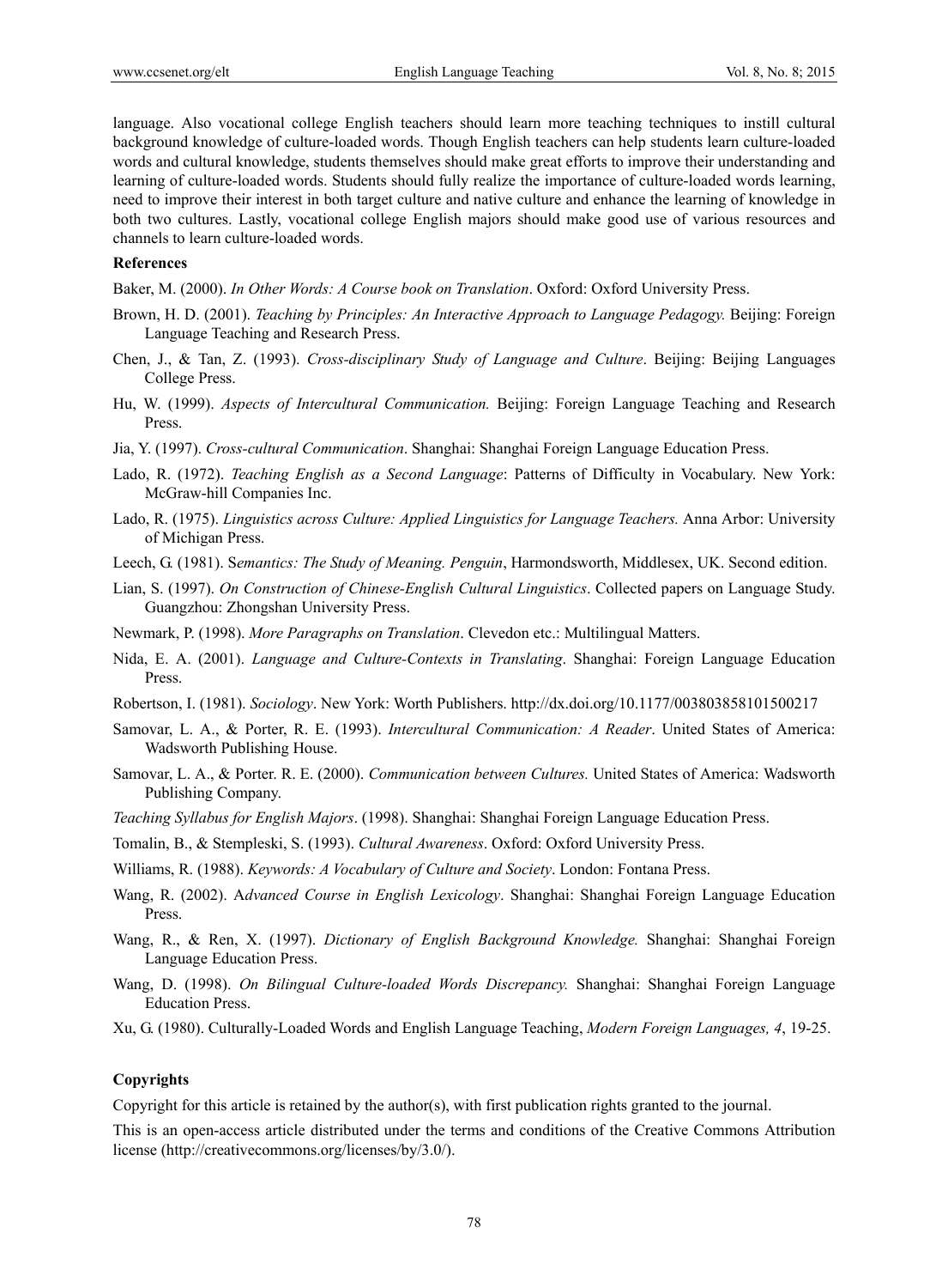language. Also vocational college English teachers should learn more teaching techniques to instill cultural background knowledge of culture-loaded words. Though English teachers can help students learn culture-loaded words and cultural knowledge, students themselves should make great efforts to improve their understanding and learning of culture-loaded words. Students should fully realize the importance of culture-loaded words learning, need to improve their interest in both target culture and native culture and enhance the learning of knowledge in both two cultures. Lastly, vocational college English majors should make good use of various resources and channels to learn culture-loaded words.

**References**

Baker, M. (2000). *In Other Words: A Course book on Translation*. Oxford: Oxford University Press.

Brown, H. D. (2001). *Teaching by Principles: An Interactive Approach to Language Pedagogy.* Beijing: Foreign Language Teaching and Research Press.

Chen, J., & Tan, Z. (1993). *Cross-disciplinary Study of Language and Culture*. Beijing: Beijing Languages College Press.

Hu, W. (1999). *Aspects of Intercultural Communication.* Beijing: Foreign Language Teaching and Research Press.

Jia, Y. (1997). *Cross-cultural Communication*. Shanghai: Shanghai Foreign Language Education Press.

Lado, R. (1972). *Teaching English as a Second Language*: Patterns of Difficulty in Vocabulary. New York: McGraw-hill Companies Inc.

Lado, R. (1975). *Linguistics across Culture: Applied Linguistics for Language Teachers.* Anna Arbor: University of Michigan Press.

Leech, G. (1981). S*emantics: The Study of Meaning. Penguin*, Harmondsworth, Middlesex, UK. Second edition.

Lian, S. (1997). *On Construction of Chinese-English Cultural Linguistics*. Collected papers on Language Study. Guangzhou: Zhongshan University Press.

Newmark, P. (1998). *More Paragraphs on Translation*. Clevedon etc.: Multilingual Matters.

Nida, E. A. (2001). *Language and Culture-Contexts in Translating*. Shanghai: Foreign Language Education Press.

Robertson, I. (1981). *Sociology*. New York: Worth Publishers. http://dx.doi.org/10.1177/003803858101500217

Samovar, L. A., & Porter, R. E. (1993). *Intercultural Communication: A Reader*. United States of America: Wadsworth Publishing House.

Samovar, L. A., & Porter. R. E. (2000). *Communication between Cultures.* United States of America: Wadsworth Publishing Company.

*Teaching Syllabus for English Majors*. (1998). Shanghai: Shanghai Foreign Language Education Press.

Tomalin, B., & Stempleski, S. (1993). *Cultural Awareness*. Oxford: Oxford University Press.

Williams, R. (1988). *Keywords: A Vocabulary of Culture and Society*. London: Fontana Press.

Wang, R. (2002). A*dvanced Course in English Lexicology*. Shanghai: Shanghai Foreign Language Education Press.

Wang, R., & Ren, X. (1997). *Dictionary of English Background Knowledge.* Shanghai: Shanghai Foreign Language Education Press.

Wang, D. (1998). *On Bilingual Culture-loaded Words Discrepancy.* Shanghai: Shanghai Foreign Language Education Press.

Xu, G. (1980). Culturally-Loaded Words and English Language Teaching, *Modern Foreign Languages, 4*, 19-25.

**Copyrights**

Copyright for this article is retained by the author(s), with first publication rights granted to the journal.

This is an open-access article distributed under the terms and conditions of the Creative Commons Attribution license (http://creativecommons.org/licenses/by/3.0/).